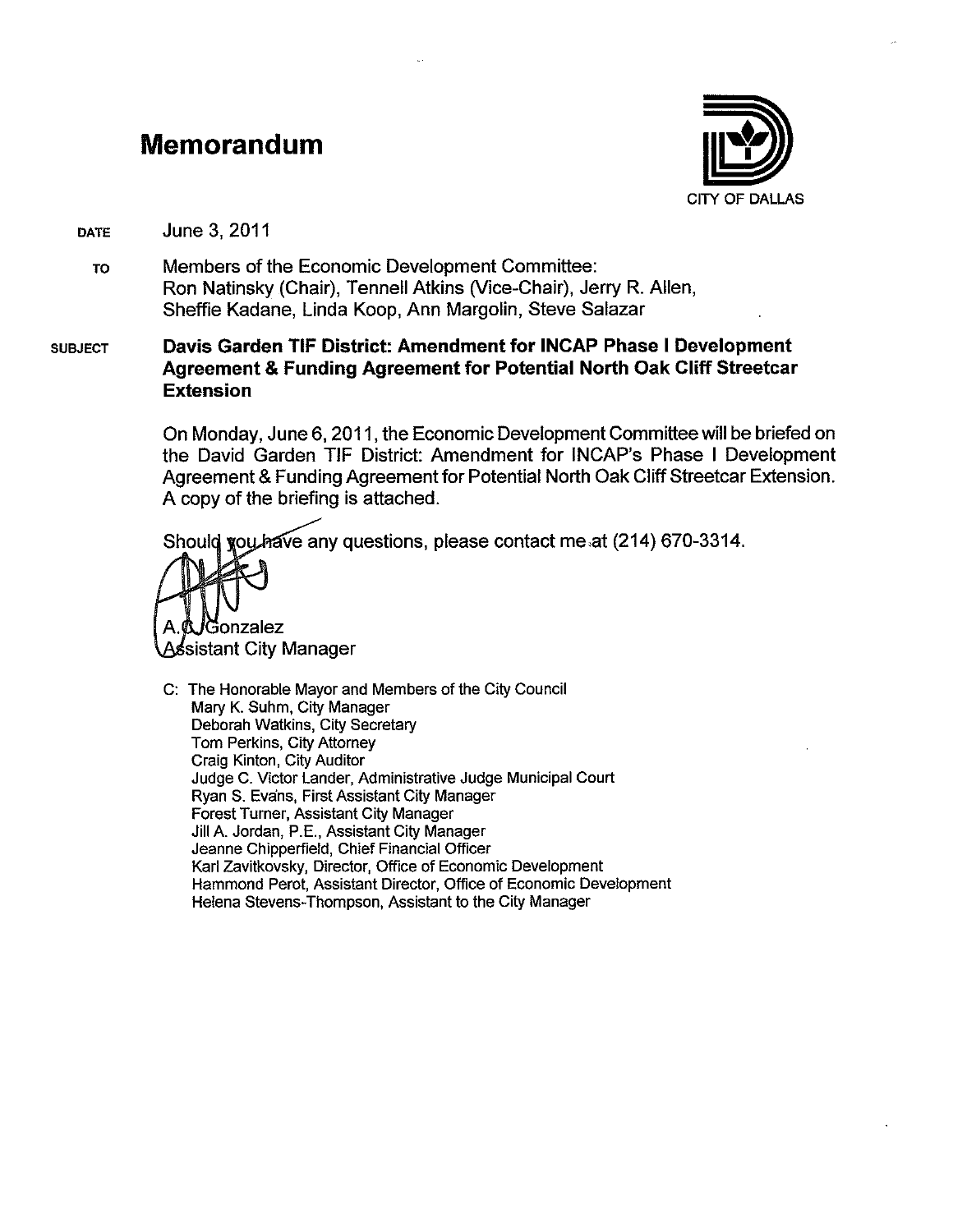# Memorandum

CITY OF DALLAS

**DATE** June 3, 2011

**TO** Members of the Economic Development Committee:
Ron Natinsky (Chair), Tennell Atkins (Vice-Chair), Jerry R. Allen, Sheffie Kadane, Linda Koop, Ann Margolin, Steve Salazar

**SUBJECT** **Davis Garden TIF District: Amendment for INCAP Phase I Development Agreement & Funding Agreement for Potential North Oak Cliff Streetcar Extension**

On Monday, June 6, 2011, the Economic Development Committee will be briefed on the David Garden TIF District: Amendment for INCAP's Phase I Development Agreement & Funding Agreement for Potential North Oak Cliff Streetcar Extension. A copy of the briefing is attached.

Should you have any questions, please contact me at (214) 670-3314.

A.C. Gonzalez
Assistant City Manager

C: The Honorable Mayor and Members of the City Council
Mary K. Suhm, City Manager
Deborah Watkins, City Secretary
Tom Perkins, City Attorney
Craig Kinton, City Auditor
Judge C. Victor Lander, Administrative Judge Municipal Court
Ryan S. Evans, First Assistant City Manager
Forest Turner, Assistant City Manager
Jill A. Jordan, P.E., Assistant City Manager
Jeanne Chipperfield, Chief Financial Officer
Karl Zavitkovsky, Director, Office of Economic Development
Hammond Perot, Assistant Director, Office of Economic Development
Helena Stevens-Thompson, Assistant to the City Manager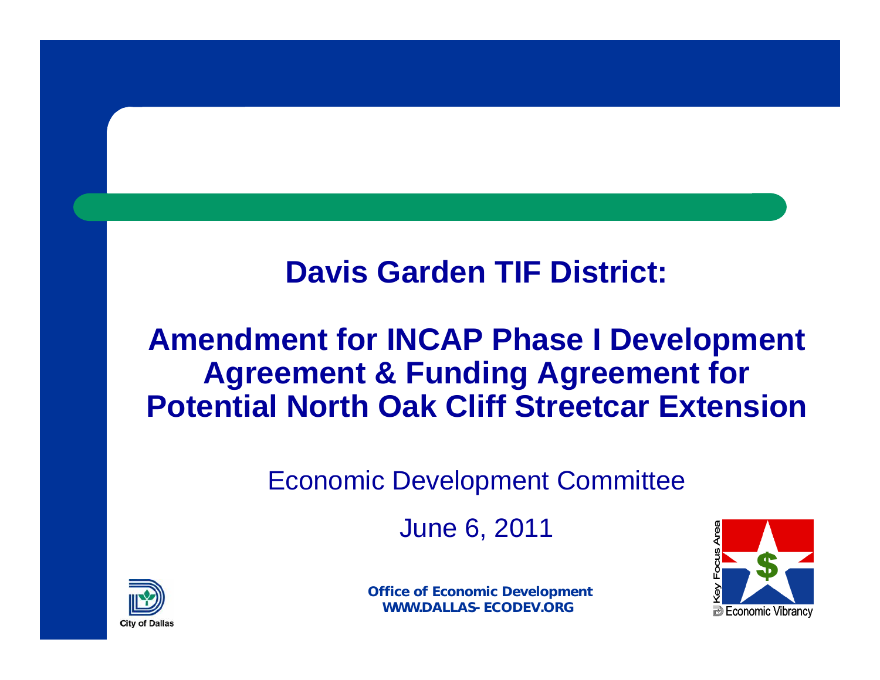# Davis Garden TIF District:

## Amendment for INCAP Phase I Development Agreement & Funding Agreement for Potential North Oak Cliff Streetcar Extension

Economic Development Committee

June 6, 2011

**Office of Economic Development**
**WWW.DALLAS-ECODEV.ORG**

City of Dallas

Key Focus Area
Economic Vibrancy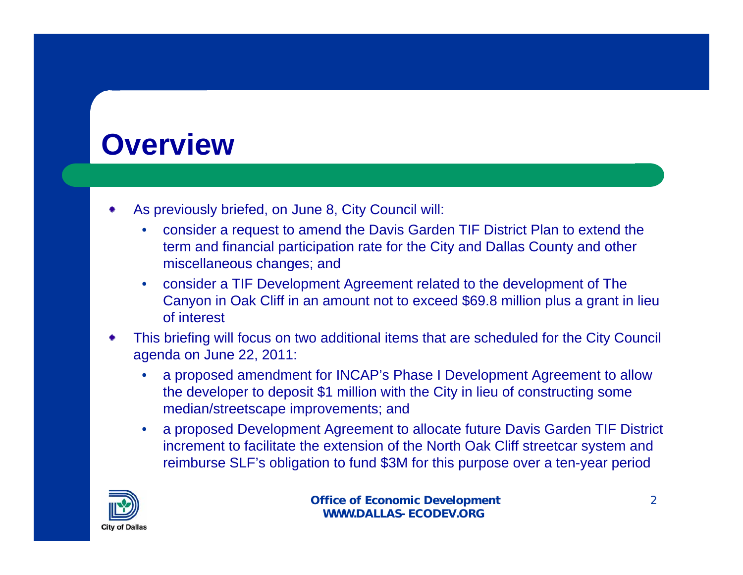# Overview

- As previously briefed, on June 8, City Council will:
  - consider a request to amend the Davis Garden TIF District Plan to extend the term and financial participation rate for the City and Dallas County and other miscellaneous changes; and
  - consider a TIF Development Agreement related to the development of The Canyon in Oak Cliff in an amount not to exceed $69.8 million plus a grant in lieu of interest
- This briefing will focus on two additional items that are scheduled for the City Council agenda on June 22, 2011:
  - a proposed amendment for INCAP's Phase I Development Agreement to allow the developer to deposit $1 million with the City in lieu of constructing some median/streetscape improvements; and
  - a proposed Development Agreement to allocate future Davis Garden TIF District increment to facilitate the extension of the North Oak Cliff streetcar system and reimburse SLF's obligation to fund $3M for this purpose over a ten-year period

**Office of Economic Development**
**WWW.DALLAS-ECODEV.ORG**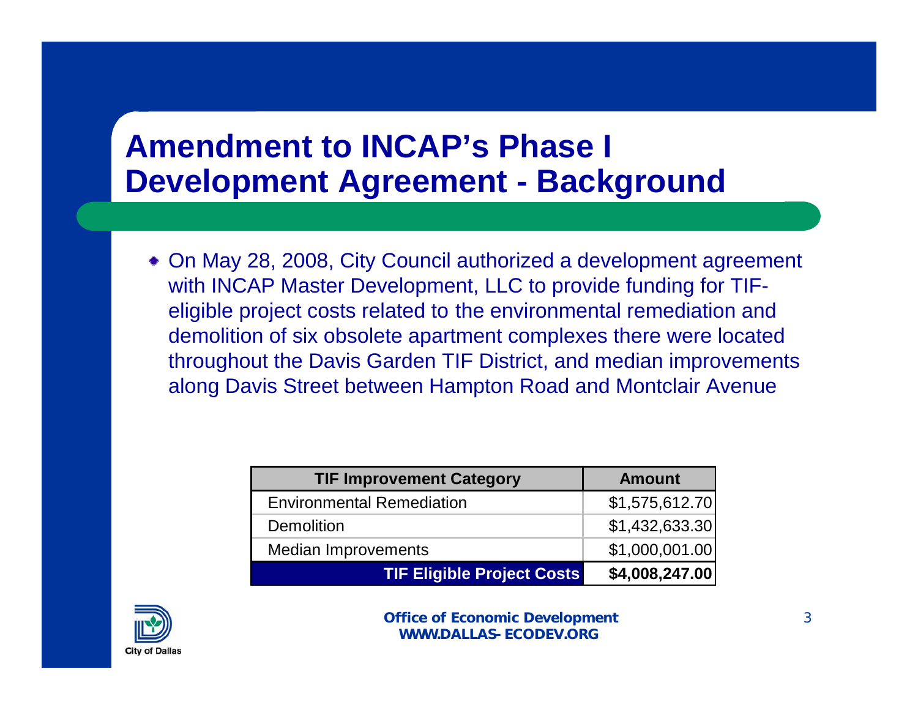# Amendment to INCAP's Phase I Development Agreement - Background

- On May 28, 2008, City Council authorized a development agreement with INCAP Master Development, LLC to provide funding for TIF-eligible project costs related to the environmental remediation and demolition of six obsolete apartment complexes there were located throughout the Davis Garden TIF District, and median improvements along Davis Street between Hampton Road and Montclair Avenue

| TIF Improvement Category | Amount |
|---|---|
| Environmental Remediation | $1,575,612.70 |
| Demolition | $1,432,633.30 |
| Median Improvements | $1,000,001.00 |
| **TIF Eligible Project Costs** | **$4,008,247.00** |

City of Dallas

**Office of Economic Development**
**WWW.DALLAS-ECODEV.ORG**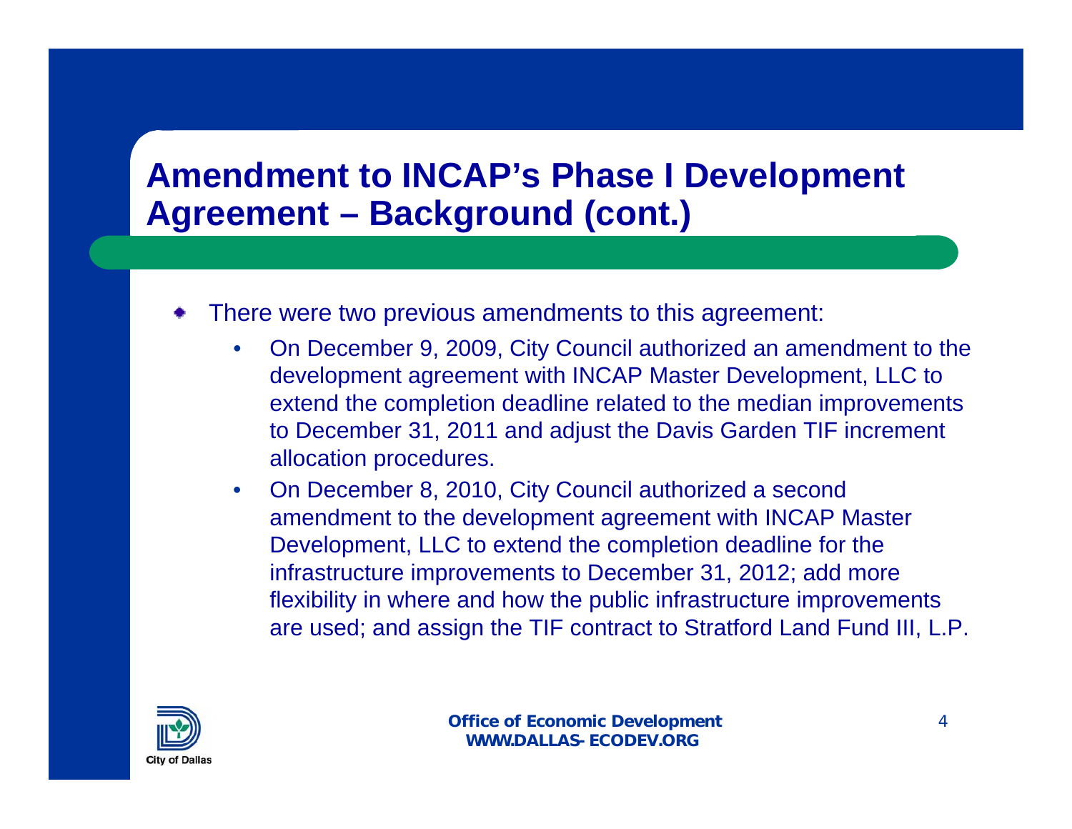# Amendment to INCAP's Phase I Development Agreement – Background (cont.)

- There were two previous amendments to this agreement:
  - On December 9, 2009, City Council authorized an amendment to the development agreement with INCAP Master Development, LLC to extend the completion deadline related to the median improvements to December 31, 2011 and adjust the Davis Garden TIF increment allocation procedures.
  - On December 8, 2010, City Council authorized a second amendment to the development agreement with INCAP Master Development, LLC to extend the completion deadline for the infrastructure improvements to December 31, 2012; add more flexibility in where and how the public infrastructure improvements are used; and assign the TIF contract to Stratford Land Fund III, L.P.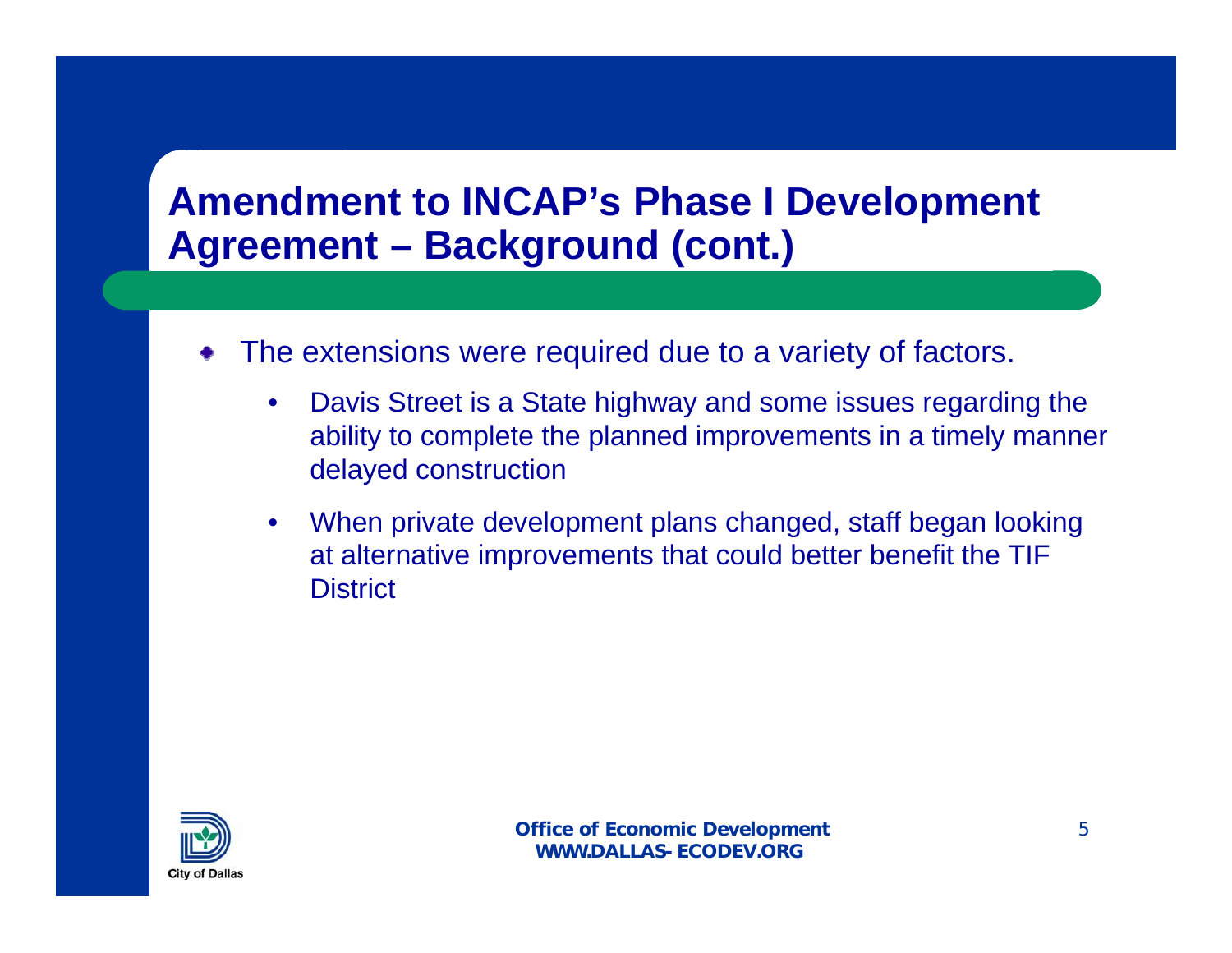# Amendment to INCAP's Phase I Development Agreement – Background (cont.)

- The extensions were required due to a variety of factors.
  - Davis Street is a State highway and some issues regarding the ability to complete the planned improvements in a timely manner delayed construction
  - When private development plans changed, staff began looking at alternative improvements that could better benefit the TIF District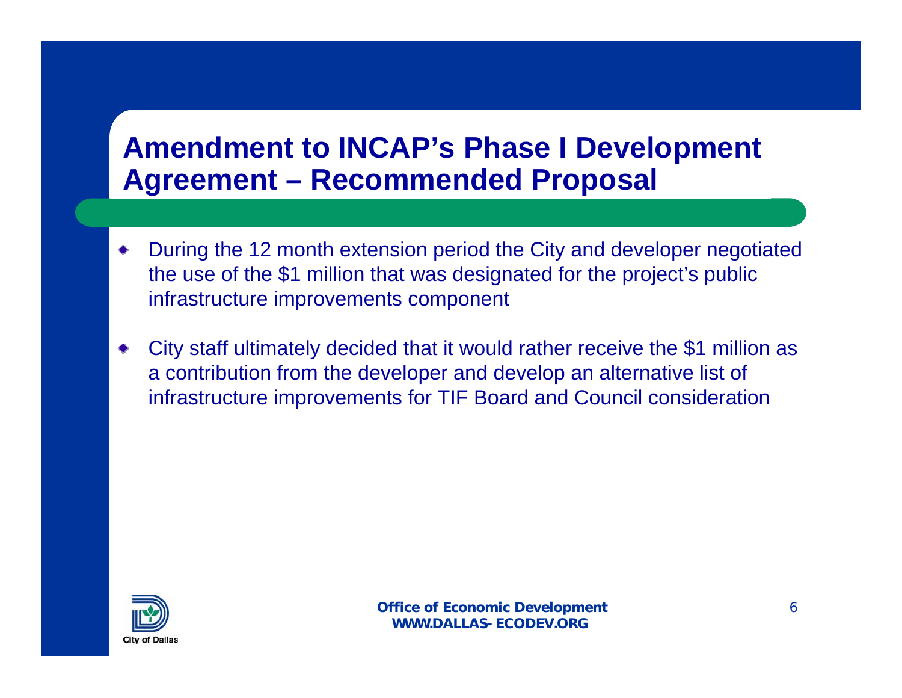# Amendment to INCAP's Phase I Development Agreement – Recommended Proposal

- During the 12 month extension period the City and developer negotiated the use of the $1 million that was designated for the project's public infrastructure improvements component
- City staff ultimately decided that it would rather receive the $1 million as a contribution from the developer and develop an alternative list of infrastructure improvements for TIF Board and Council consideration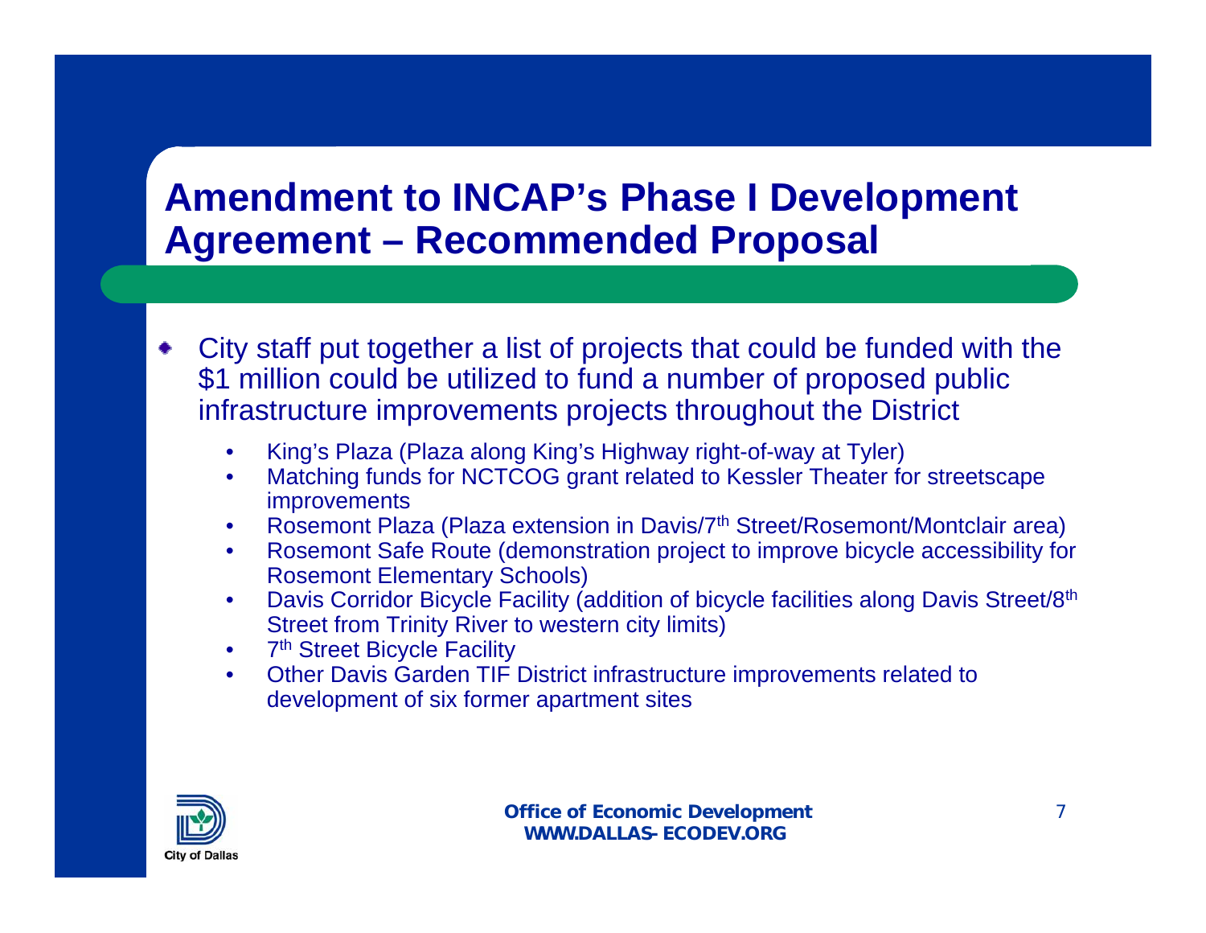# Amendment to INCAP's Phase I Development Agreement – Recommended Proposal

- City staff put together a list of projects that could be funded with the $1 million could be utilized to fund a number of proposed public infrastructure improvements projects throughout the District
  - King's Plaza (Plaza along King's Highway right-of-way at Tyler)
  - Matching funds for NCTCOG grant related to Kessler Theater for streetscape improvements
  - Rosemont Plaza (Plaza extension in Davis/7th Street/Rosemont/Montclair area)
  - Rosemont Safe Route (demonstration project to improve bicycle accessibility for Rosemont Elementary Schools)
  - Davis Corridor Bicycle Facility (addition of bicycle facilities along Davis Street/8th Street from Trinity River to western city limits)
  - 7th Street Bicycle Facility
  - Other Davis Garden TIF District infrastructure improvements related to development of six former apartment sites

City of Dallas

**Office of Economic Development**
**WWW.DALLAS-ECODEV.ORG**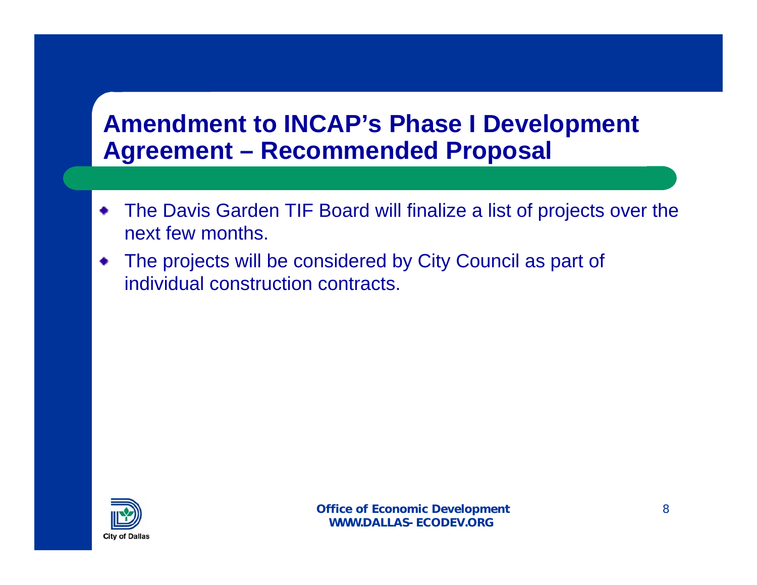# Amendment to INCAP's Phase I Development Agreement – Recommended Proposal

- The Davis Garden TIF Board will finalize a list of projects over the next few months.
- The projects will be considered by City Council as part of individual construction contracts.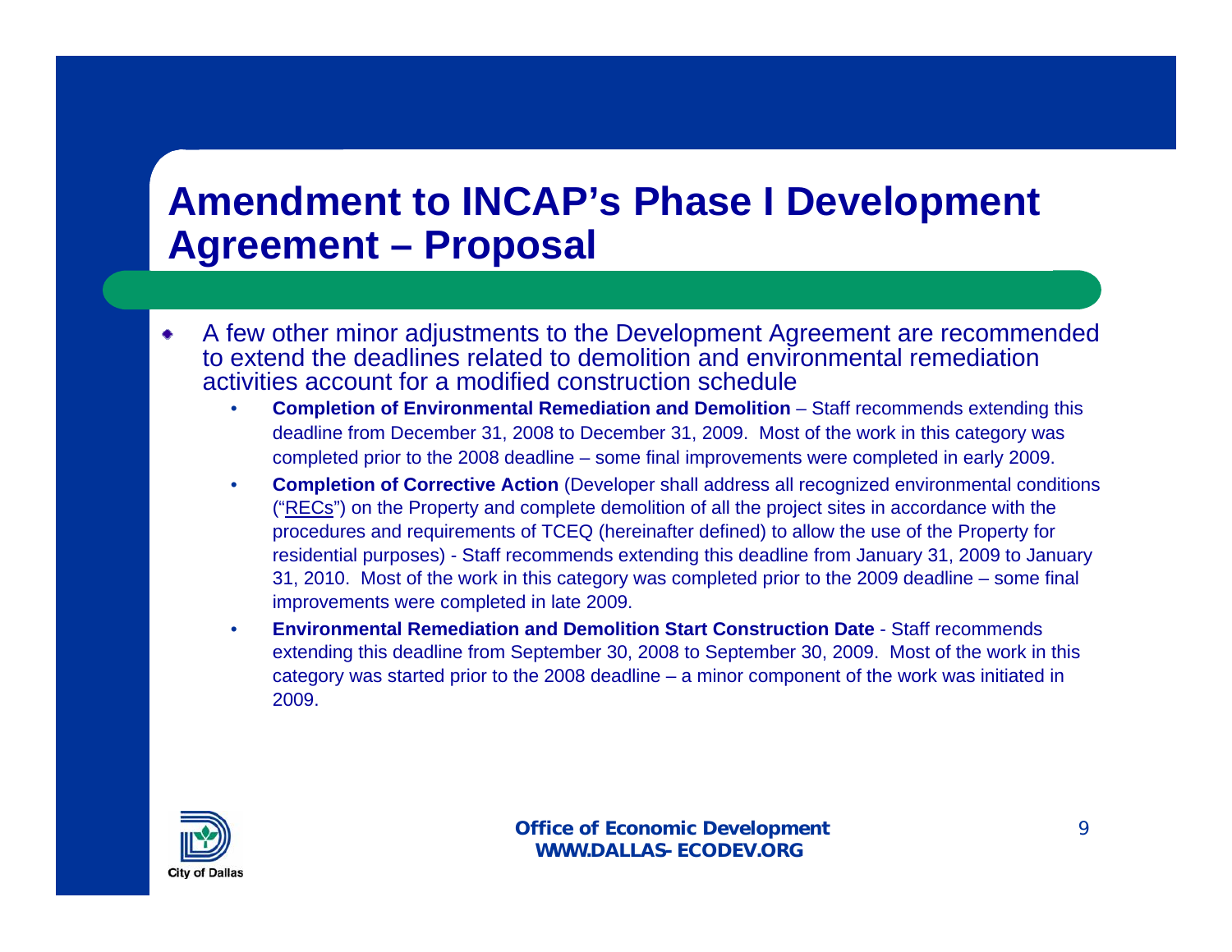# Amendment to INCAP's Phase I Development Agreement – Proposal

- A few other minor adjustments to the Development Agreement are recommended to extend the deadlines related to demolition and environmental remediation activities account for a modified construction schedule
  - **Completion of Environmental Remediation and Demolition** – Staff recommends extending this deadline from December 31, 2008 to December 31, 2009. Most of the work in this category was completed prior to the 2008 deadline – some final improvements were completed in early 2009.
  - **Completion of Corrective Action** (Developer shall address all recognized environmental conditions ("RECs") on the Property and complete demolition of all the project sites in accordance with the procedures and requirements of TCEQ (hereinafter defined) to allow the use of the Property for residential purposes) - Staff recommends extending this deadline from January 31, 2009 to January 31, 2010. Most of the work in this category was completed prior to the 2009 deadline – some final improvements were completed in late 2009.
  - **Environmental Remediation and Demolition Start Construction Date** - Staff recommends extending this deadline from September 30, 2008 to September 30, 2009. Most of the work in this category was started prior to the 2008 deadline – a minor component of the work was initiated in 2009.

City of Dallas

**Office of Economic Development**
**WWW.DALLAS-ECODEV.ORG**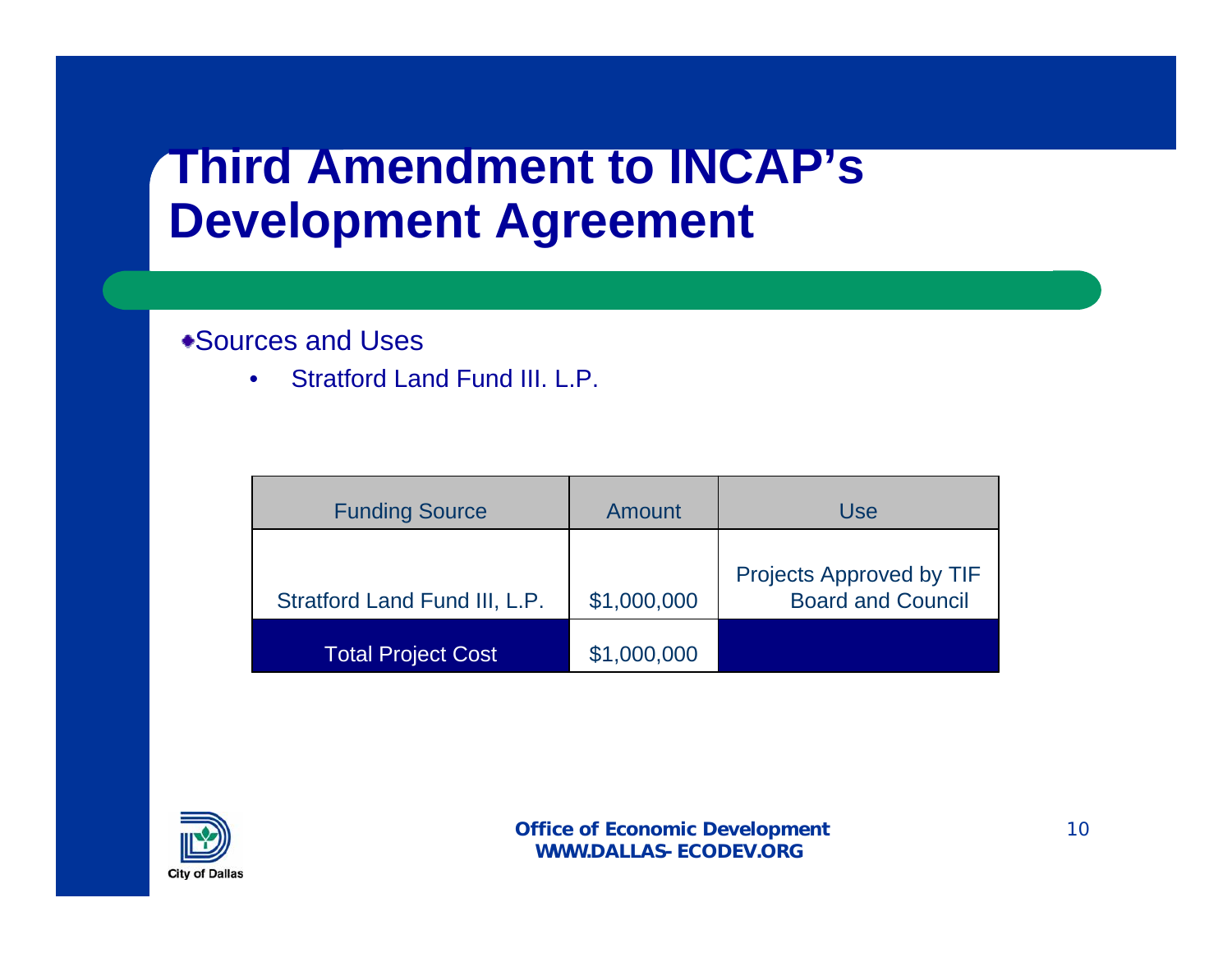# Third Amendment to INCAP's Development Agreement

- Sources and Uses
  - Stratford Land Fund III. L.P.

| Funding Source | Amount | Use |
|---|---|---|
| Stratford Land Fund III, L.P. | $1,000,000 | Projects Approved by TIF Board and Council |
| Total Project Cost | $1,000,000 | |

Office of Economic Development
WWW.DALLAS-ECODEV.ORG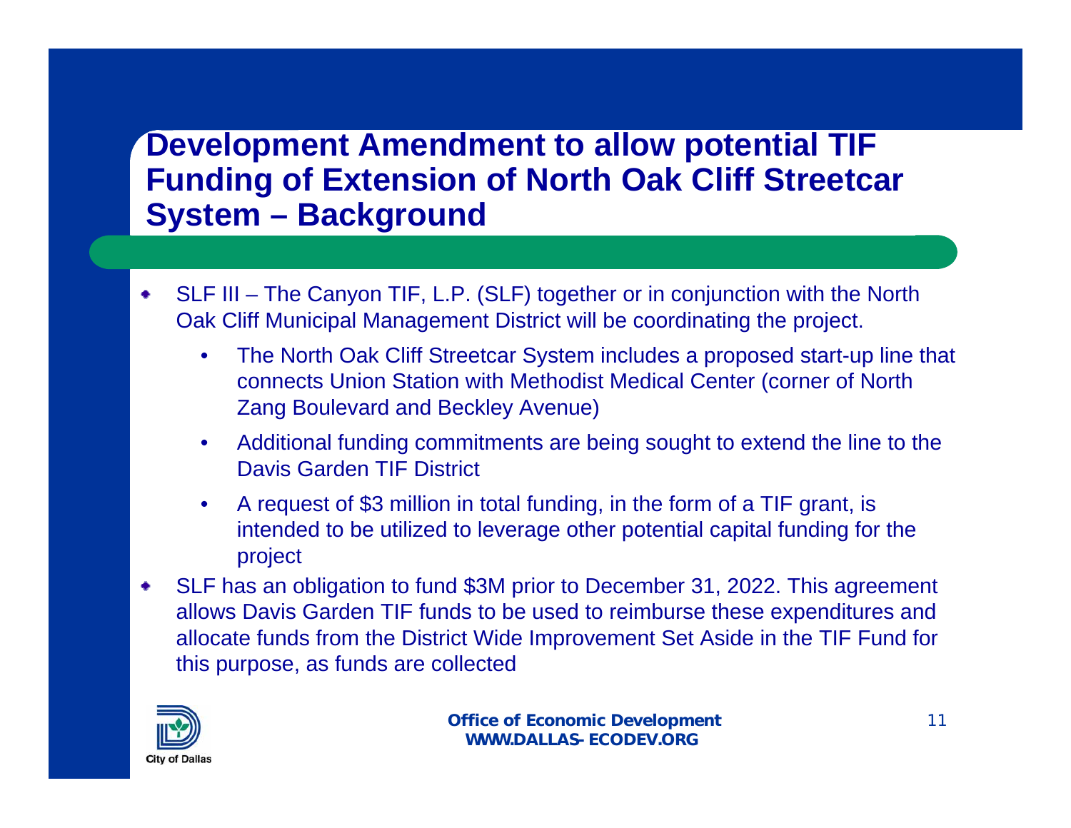# Development Amendment to allow potential TIF Funding of Extension of North Oak Cliff Streetcar System – Background

- SLF III – The Canyon TIF, L.P. (SLF) together or in conjunction with the North Oak Cliff Municipal Management District will be coordinating the project.
  - The North Oak Cliff Streetcar System includes a proposed start-up line that connects Union Station with Methodist Medical Center (corner of North Zang Boulevard and Beckley Avenue)
  - Additional funding commitments are being sought to extend the line to the Davis Garden TIF District
  - A request of $3 million in total funding, in the form of a TIF grant, is intended to be utilized to leverage other potential capital funding for the project
- SLF has an obligation to fund $3M prior to December 31, 2022. This agreement allows Davis Garden TIF funds to be used to reimburse these expenditures and allocate funds from the District Wide Improvement Set Aside in the TIF Fund for this purpose, as funds are collected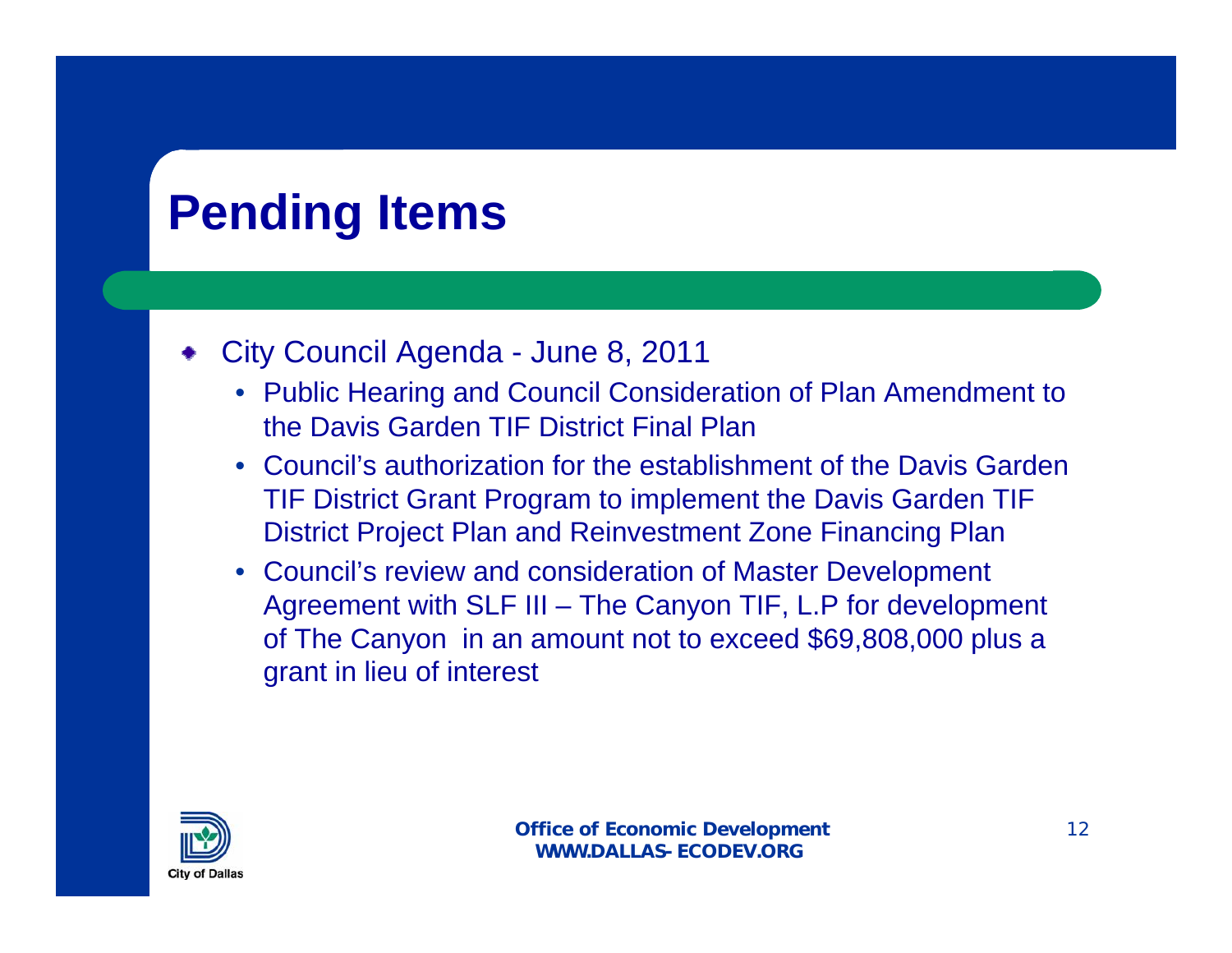# Pending Items

- City Council Agenda - June 8, 2011
  - Public Hearing and Council Consideration of Plan Amendment to the Davis Garden TIF District Final Plan
  - Council's authorization for the establishment of the Davis Garden TIF District Grant Program to implement the Davis Garden TIF District Project Plan and Reinvestment Zone Financing Plan
  - Council's review and consideration of Master Development Agreement with SLF III – The Canyon TIF, L.P for development of The Canyon in an amount not to exceed $69,808,000 plus a grant in lieu of interest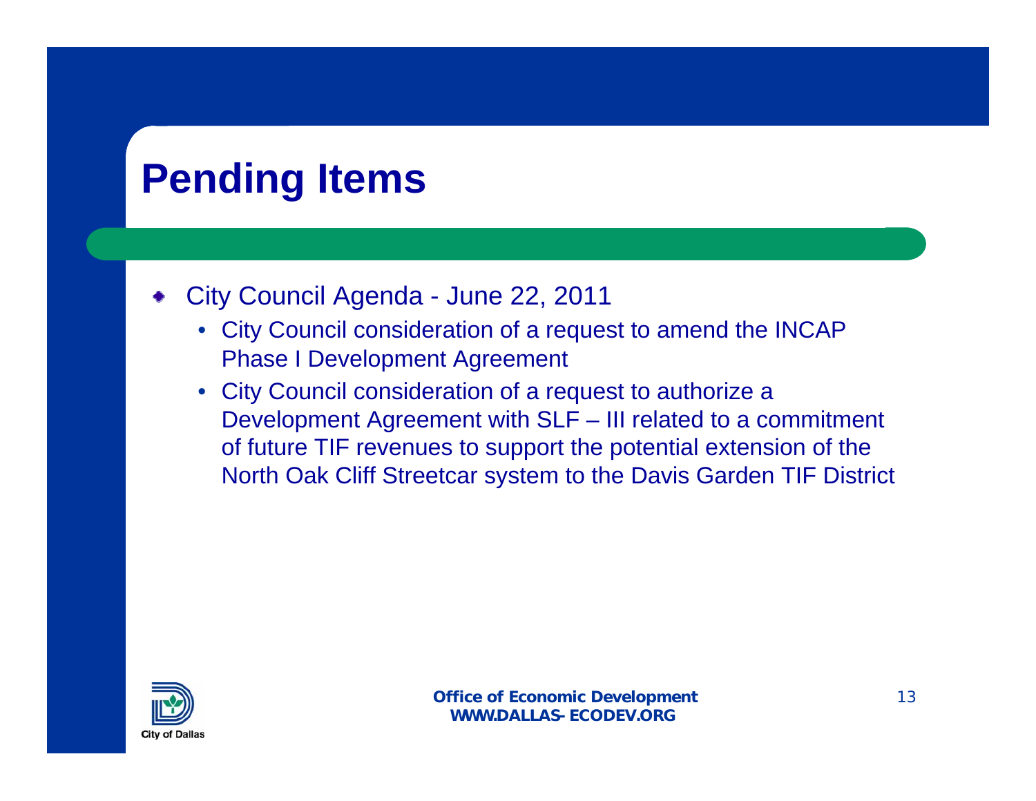# Pending Items

- City Council Agenda - June 22, 2011
  - City Council consideration of a request to amend the INCAP Phase I Development Agreement
  - City Council consideration of a request to authorize a Development Agreement with SLF – III related to a commitment of future TIF revenues to support the potential extension of the North Oak Cliff Streetcar system to the Davis Garden TIF District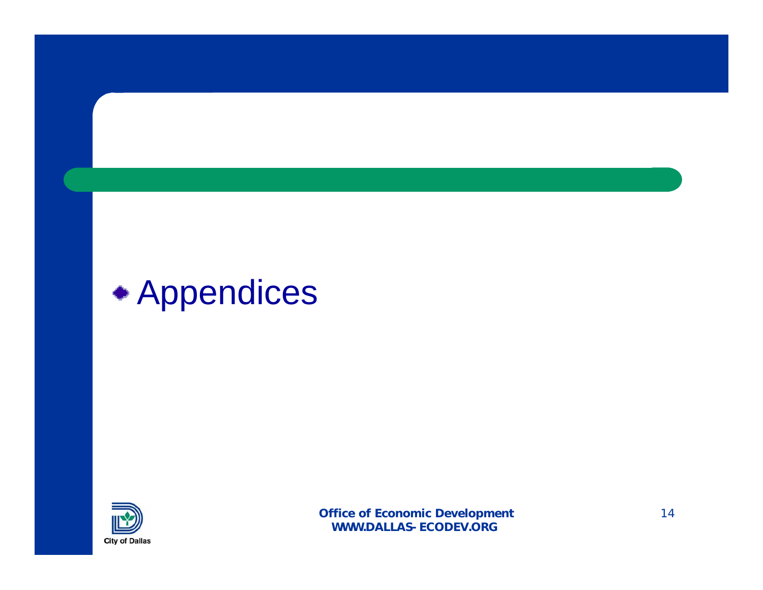- Appendices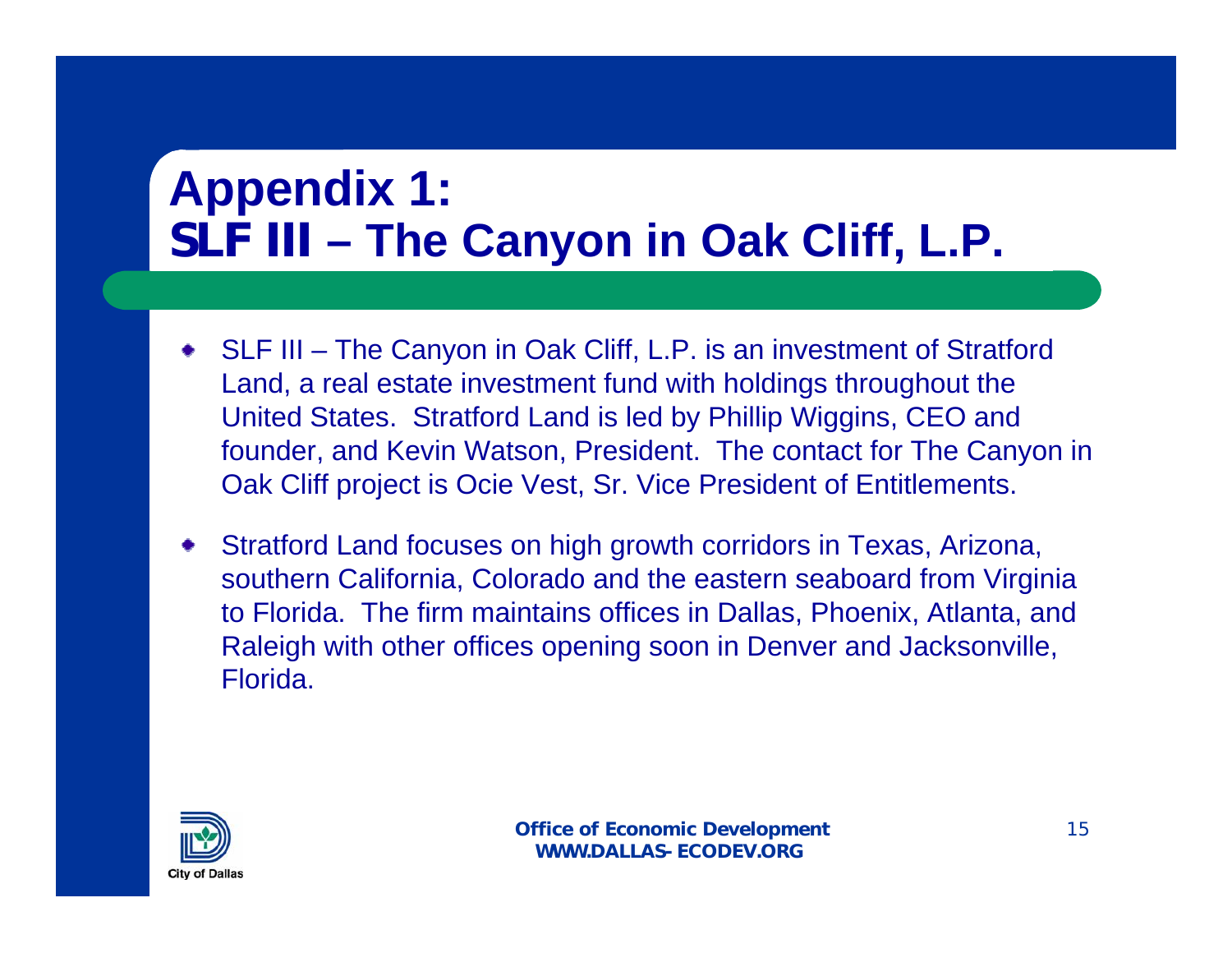# Appendix 1: SLF III – The Canyon in Oak Cliff, L.P.

- SLF III – The Canyon in Oak Cliff, L.P. is an investment of Stratford Land, a real estate investment fund with holdings throughout the United States. Stratford Land is led by Phillip Wiggins, CEO and founder, and Kevin Watson, President. The contact for The Canyon in Oak Cliff project is Ocie Vest, Sr. Vice President of Entitlements.
- Stratford Land focuses on high growth corridors in Texas, Arizona, southern California, Colorado and the eastern seaboard from Virginia to Florida. The firm maintains offices in Dallas, Phoenix, Atlanta, and Raleigh with other offices opening soon in Denver and Jacksonville, Florida.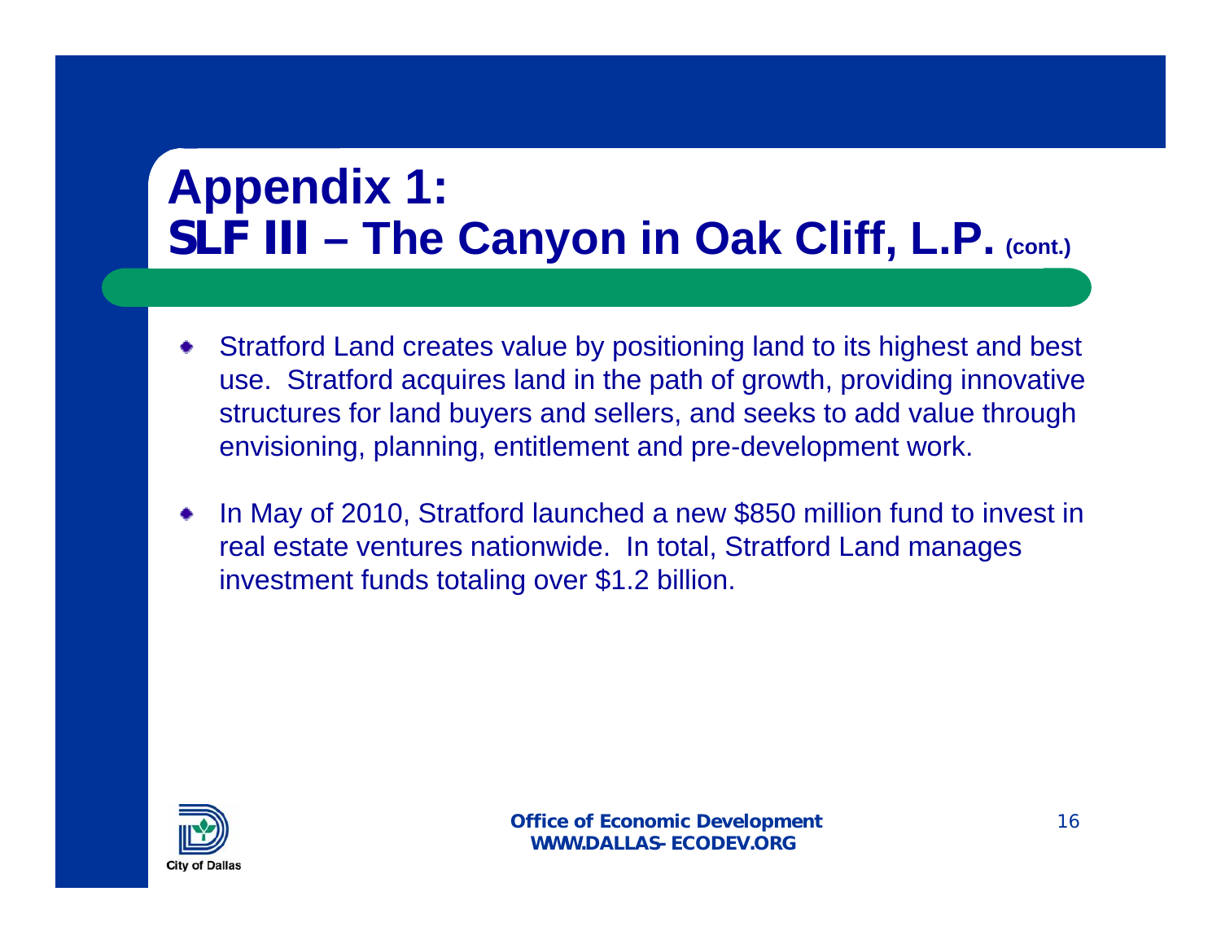# Appendix 1: SLF III – The Canyon in Oak Cliff, L.P. (cont.)

- Stratford Land creates value by positioning land to its highest and best use. Stratford acquires land in the path of growth, providing innovative structures for land buyers and sellers, and seeks to add value through envisioning, planning, entitlement and pre-development work.
- In May of 2010, Stratford launched a new $850 million fund to invest in real estate ventures nationwide. In total, Stratford Land manages investment funds totaling over $1.2 billion.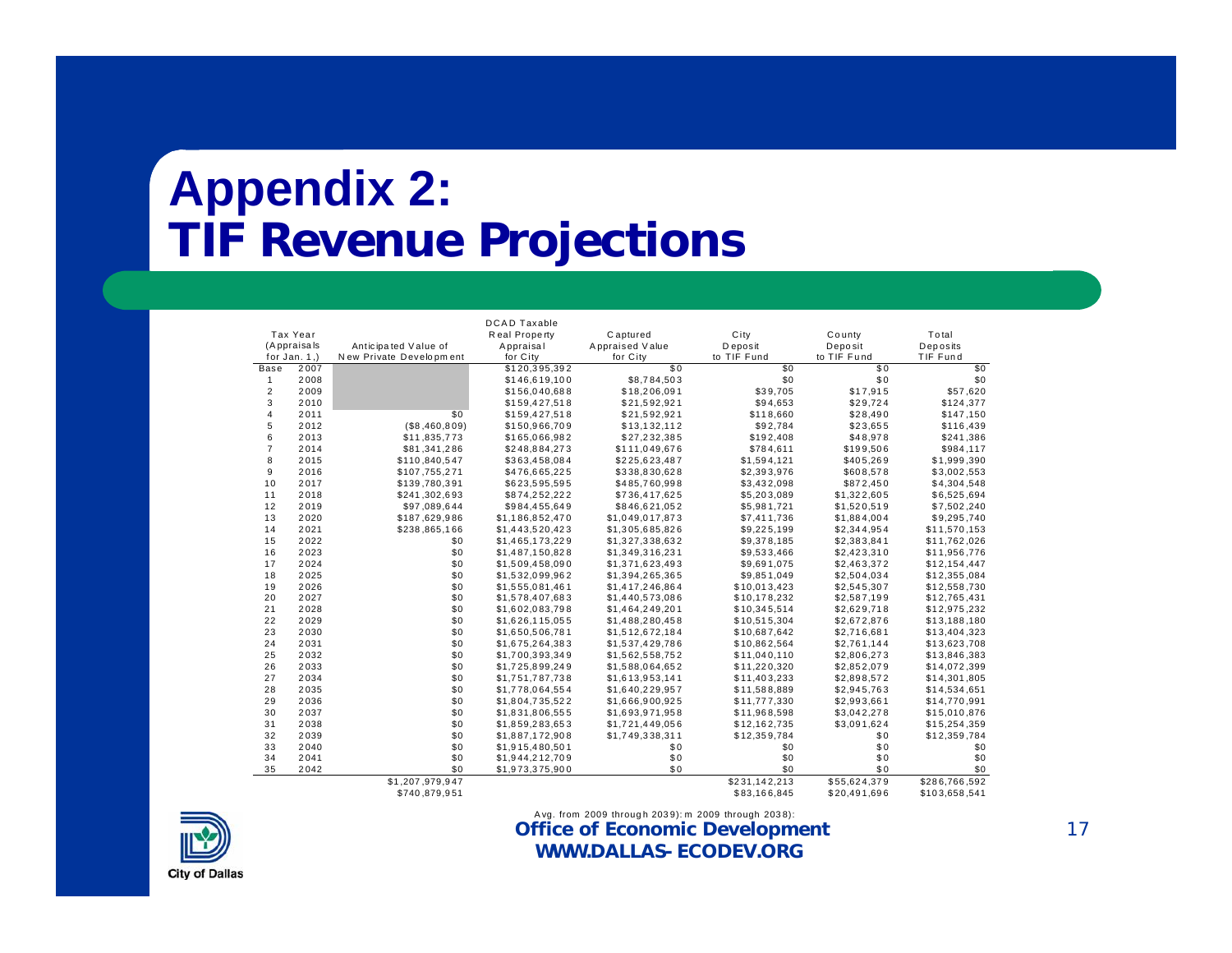# Appendix 2:
# TIF Revenue Projections

| Tax Year (Appraisals for Jan. 1,) | | Anticipated Value of New Private Development | DCAD Taxable Real Property Appraisal for City | Captured Appraised Value for City | City Deposit to TIF Fund | County Deposit to TIF Fund | Total Deposits TIF Fund |
|---|---|---|---|---|---|---|---|
| Base | 2007 | | $120,395,392 | $0 | $0 | $0 | $0 |
| 1 | 2008 | | $146,619,100 | $8,784,503 | $0 | $0 | $0 |
| 2 | 2009 | | $156,040,688 | $18,206,091 | $39,705 | $17,915 | $57,620 |
| 3 | 2010 | | $159,427,518 | $21,592,921 | $94,653 | $29,724 | $124,377 |
| 4 | 2011 | $0 | $159,427,518 | $21,592,921 | $118,660 | $28,490 | $147,150 |
| 5 | 2012 | ($8,460,809) | $150,966,709 | $13,132,112 | $92,784 | $23,655 | $116,439 |
| 6 | 2013 | $11,835,773 | $165,066,982 | $27,232,385 | $192,408 | $48,978 | $241,386 |
| 7 | 2014 | $81,341,286 | $248,884,273 | $111,049,676 | $784,611 | $199,506 | $984,117 |
| 8 | 2015 | $110,840,547 | $363,458,084 | $225,623,487 | $1,594,121 | $405,269 | $1,999,390 |
| 9 | 2016 | $107,755,271 | $476,665,225 | $338,830,628 | $2,393,976 | $608,578 | $3,002,553 |
| 10 | 2017 | $139,780,391 | $623,595,595 | $485,760,998 | $3,432,098 | $872,450 | $4,304,548 |
| 11 | 2018 | $241,302,693 | $874,252,222 | $736,417,625 | $5,203,089 | $1,322,605 | $6,525,694 |
| 12 | 2019 | $97,089,644 | $984,455,649 | $846,621,052 | $5,981,721 | $1,520,519 | $7,502,240 |
| 13 | 2020 | $187,629,986 | $1,186,852,470 | $1,049,017,873 | $7,411,736 | $1,884,004 | $9,295,740 |
| 14 | 2021 | $238,865,166 | $1,443,520,423 | $1,305,685,826 | $9,225,199 | $2,344,954 | $11,570,153 |
| 15 | 2022 | $0 | $1,465,173,229 | $1,327,338,632 | $9,378,185 | $2,383,841 | $11,762,026 |
| 16 | 2023 | $0 | $1,487,150,828 | $1,349,316,231 | $9,533,466 | $2,423,310 | $11,956,776 |
| 17 | 2024 | $0 | $1,509,458,090 | $1,371,623,493 | $9,691,075 | $2,463,372 | $12,154,447 |
| 18 | 2025 | $0 | $1,532,099,962 | $1,394,265,365 | $9,851,049 | $2,504,034 | $12,355,084 |
| 19 | 2026 | $0 | $1,555,081,461 | $1,417,246,864 | $10,013,423 | $2,545,307 | $12,558,730 |
| 20 | 2027 | $0 | $1,578,407,683 | $1,440,573,086 | $10,178,232 | $2,587,199 | $12,765,431 |
| 21 | 2028 | $0 | $1,602,083,798 | $1,464,249,201 | $10,345,514 | $2,629,718 | $12,975,232 |
| 22 | 2029 | $0 | $1,626,115,055 | $1,488,280,458 | $10,515,304 | $2,672,876 | $13,188,180 |
| 23 | 2030 | $0 | $1,650,506,781 | $1,512,672,184 | $10,687,642 | $2,716,681 | $13,404,323 |
| 24 | 2031 | $0 | $1,675,264,383 | $1,537,429,786 | $10,862,564 | $2,761,144 | $13,623,708 |
| 25 | 2032 | $0 | $1,700,393,349 | $1,562,558,752 | $11,040,110 | $2,806,273 | $13,846,383 |
| 26 | 2033 | $0 | $1,725,899,249 | $1,588,064,652 | $11,220,320 | $2,852,079 | $14,072,399 |
| 27 | 2034 | $0 | $1,751,787,738 | $1,613,953,141 | $11,403,233 | $2,898,572 | $14,301,805 |
| 28 | 2035 | $0 | $1,778,064,554 | $1,640,229,957 | $11,588,889 | $2,945,763 | $14,534,651 |
| 29 | 2036 | $0 | $1,804,735,522 | $1,666,900,925 | $11,777,330 | $2,993,661 | $14,770,991 |
| 30 | 2037 | $0 | $1,831,806,555 | $1,693,971,958 | $11,968,598 | $3,042,278 | $15,010,876 |
| 31 | 2038 | $0 | $1,859,283,653 | $1,721,449,056 | $12,162,735 | $3,091,624 | $15,254,359 |
| 32 | 2039 | $0 | $1,887,172,908 | $1,749,338,311 | $12,359,784 | $0 | $12,359,784 |
| 33 | 2040 | $0 | $1,915,480,501 | $0 | $0 | $0 | $0 |
| 34 | 2041 | $0 | $1,944,212,709 | $0 | $0 | $0 | $0 |
| 35 | 2042 | $0 | $1,973,375,900 | $0 | $0 | $0 | $0 |
| | | $1,207,979,947 | | | $231,142,213 | $55,624,379 | $286,766,592 |
| | | $740,879,951 | | | $83,166,845 | $20,491,696 | $103,658,541 |

Avg. from 2009 through 2039): m 2009 through 2038):

**Office of Economic Development**
**WWW.DALLAS-ECODEV.ORG**

City of Dallas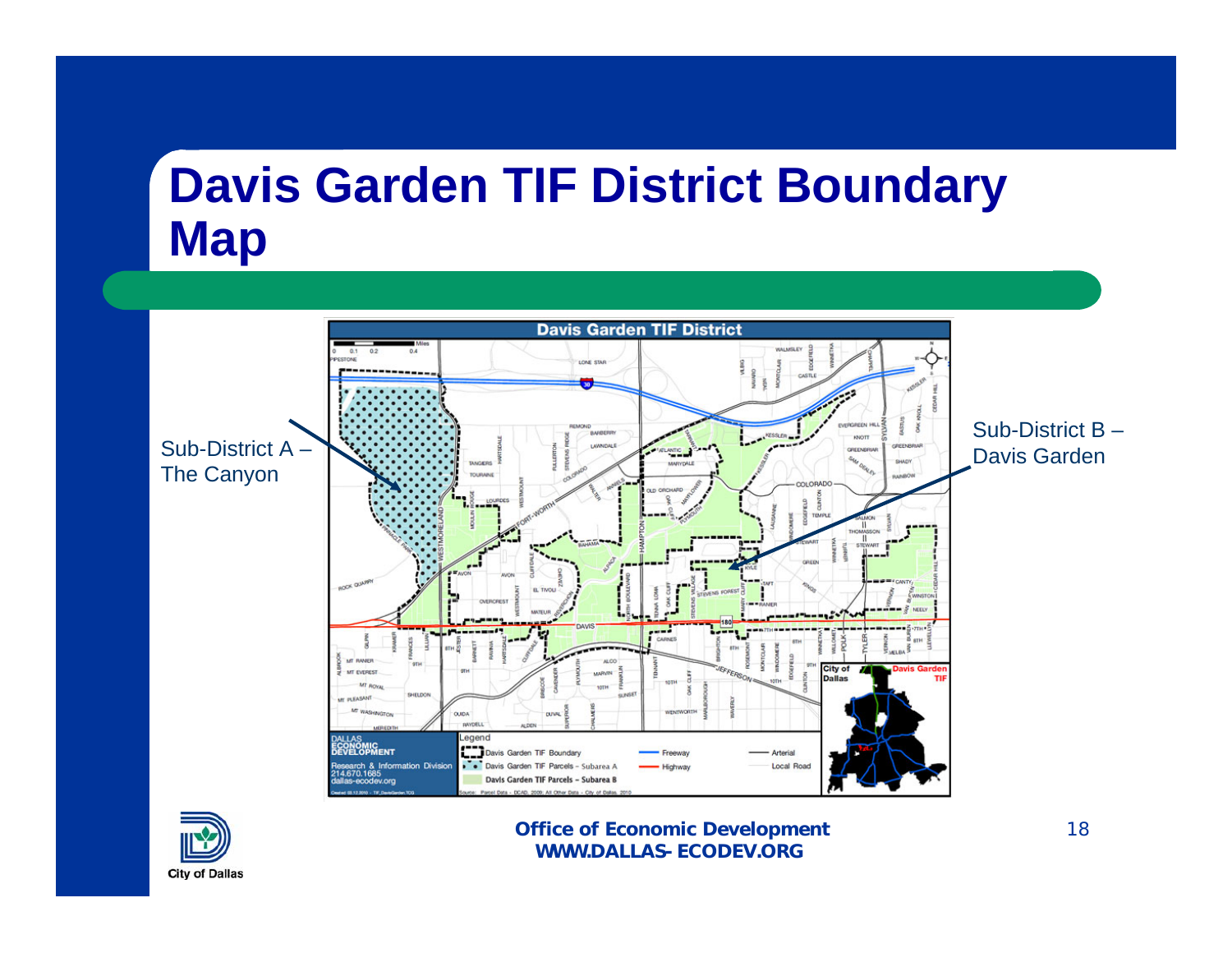# Davis Garden TIF District Boundary Map

Sub-District A – The Canyon

Sub-District B – Davis Garden

Davis Garden TIF District

Legend

Davis Garden TIF Boundary

Davis Garden TIF Parcels – Subarea A

Davis Garden TIF Parcels – Subarea B

Freeway

Highway

Arterial

Local Road

DALLAS ECONOMIC DEVELOPMENT

Research & Information Division
214.670.1685
dallas-ecodev.org

Source: Parcel Data - DCAD, 2009; All Other Data - City of Dallas, 2010

City of Dallas

Davis Garden TIF

**Office of Economic Development**
**WWW.DALLAS-ECODEV.ORG**